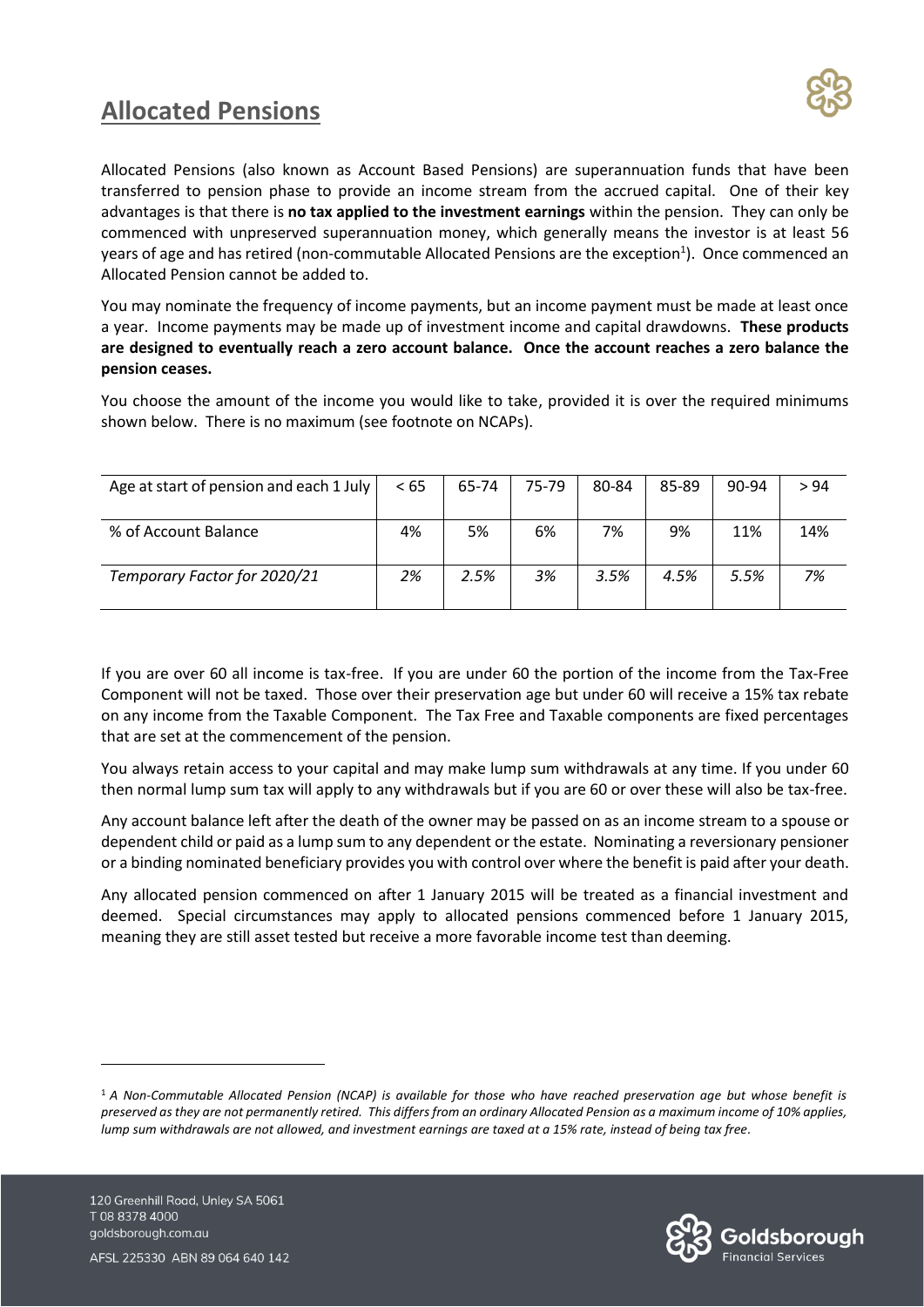# Allocated Pensions

Allocated Pensions (also known as Account Based Pensions) are superannuation funds that have been transferred to pension phase to provide an income stream from the accrued capital. One of their key advantages is that there is **no tax applied to the investment earnings** within the pension. They can only be commenced with unpreserved superannuation money, which generally means the investor is at least 56 years of age and has retired (non-commutable Allocated Pensions are the exception[1]). Once commenced an Allocated Pension cannot be added to.

You may nominate the frequency of income payments, but an income payment must be made at least once a year. Income payments may be made up of investment income and capital drawdowns. **These products are designed to eventually reach a zero account balance. Once the account reaches a zero balance the pension ceases.**

You choose the amount of the income you would like to take, provided it is over the required minimums shown below. There is no maximum (see footnote on NCAPs).

| Age at start of pension and each 1 July | < 65 | 65-74 | 75-79 | 80-84 | 85-89 | 90-94 | > 94 |
|---|---|---|---|---|---|---|---|
| % of Account Balance | 4% | 5% | 6% | 7% | 9% | 11% | 14% |
| *Temporary Factor for 2020/21* | *2%* | *2.5%* | *3%* | *3.5%* | *4.5%* | *5.5%* | *7%* |

If you are over 60 all income is tax-free. If you are under 60 the portion of the income from the Tax-Free Component will not be taxed. Those over their preservation age but under 60 will receive a 15% tax rebate on any income from the Taxable Component. The Tax Free and Taxable components are fixed percentages that are set at the commencement of the pension.

You always retain access to your capital and may make lump sum withdrawals at any time. If you under 60 then normal lump sum tax will apply to any withdrawals but if you are 60 or over these will also be tax-free.

Any account balance left after the death of the owner may be passed on as an income stream to a spouse or dependent child or paid as a lump sum to any dependent or the estate. Nominating a reversionary pensioner or a binding nominated beneficiary provides you with control over where the benefit is paid after your death.

Any allocated pension commenced on after 1 January 2015 will be treated as a financial investment and deemed. Special circumstances may apply to allocated pensions commenced before 1 January 2015, meaning they are still asset tested but receive a more favorable income test than deeming.

[1] *A Non-Commutable Allocated Pension (NCAP) is available for those who have reached preservation age but whose benefit is preserved as they are not permanently retired. This differs from an ordinary Allocated Pension as a maximum income of 10% applies, lump sum withdrawals are not allowed, and investment earnings are taxed at a 15% rate, instead of being tax free.*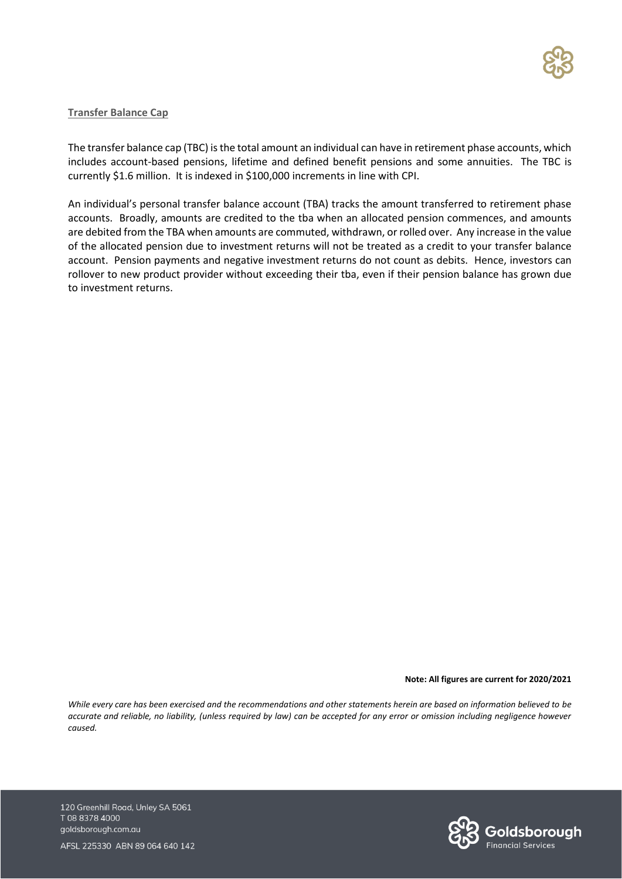**Transfer Balance Cap**

The transfer balance cap (TBC) is the total amount an individual can have in retirement phase accounts, which includes account-based pensions, lifetime and defined benefit pensions and some annuities. The TBC is currently $1.6 million. It is indexed in $100,000 increments in line with CPI.

An individual's personal transfer balance account (TBA) tracks the amount transferred to retirement phase accounts. Broadly, amounts are credited to the tba when an allocated pension commences, and amounts are debited from the TBA when amounts are commuted, withdrawn, or rolled over. Any increase in the value of the allocated pension due to investment returns will not be treated as a credit to your transfer balance account. Pension payments and negative investment returns do not count as debits. Hence, investors can rollover to new product provider without exceeding their tba, even if their pension balance has grown due to investment returns.

**Note: All figures are current for 2020/2021**

*While every care has been exercised and the recommendations and other statements herein are based on information believed to be accurate and reliable, no liability, (unless required by law) can be accepted for any error or omission including negligence however caused.*

120 Greenhill Road, Unley SA 5061
T 08 8378 4000
goldsborough.com.au
AFSL 225330 ABN 89 064 640 142

Goldsborough Financial Services